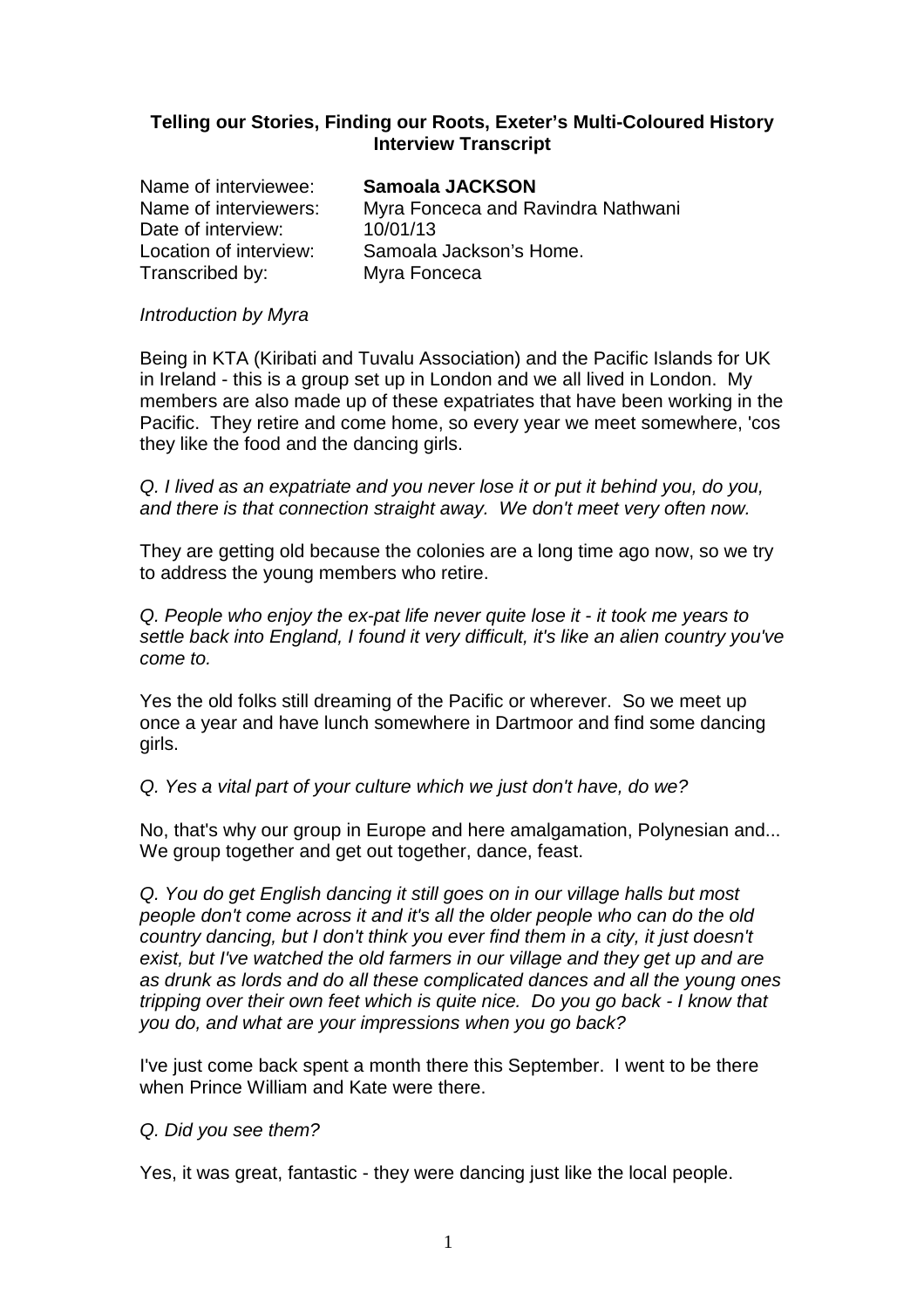**Telling our Stories, Finding our Roots, Exeter's Multi-Coloured History**
**Interview Transcript**

Name of interviewee: **Samoala JACKSON**
Name of interviewers: Myra Fonceca and Ravindra Nathwani
Date of interview: 10/01/13
Location of interview: Samoala Jackson's Home.
Transcribed by: Myra Fonceca

*Introduction by Myra*

Being in KTA (Kiribati and Tuvalu Association) and the Pacific Islands for UK in Ireland - this is a group set up in London and we all lived in London. My members are also made up of these expatriates that have been working in the Pacific. They retire and come home, so every year we meet somewhere, 'cos they like the food and the dancing girls.

*Q. I lived as an expatriate and you never lose it or put it behind you, do you, and there is that connection straight away. We don't meet very often now.*

They are getting old because the colonies are a long time ago now, so we try to address the young members who retire.

*Q. People who enjoy the ex-pat life never quite lose it - it took me years to settle back into England, I found it very difficult, it's like an alien country you've come to.*

Yes the old folks still dreaming of the Pacific or wherever. So we meet up once a year and have lunch somewhere in Dartmoor and find some dancing girls.

*Q. Yes a vital part of your culture which we just don't have, do we?*

No, that's why our group in Europe and here amalgamation, Polynesian and... We group together and get out together, dance, feast.

*Q. You do get English dancing it still goes on in our village halls but most people don't come across it and it's all the older people who can do the old country dancing, but I don't think you ever find them in a city, it just doesn't exist, but I've watched the old farmers in our village and they get up and are as drunk as lords and do all these complicated dances and all the young ones tripping over their own feet which is quite nice. Do you go back - I know that you do, and what are your impressions when you go back?*

I've just come back spent a month there this September. I went to be there when Prince William and Kate were there.

*Q. Did you see them?*

Yes, it was great, fantastic - they were dancing just like the local people.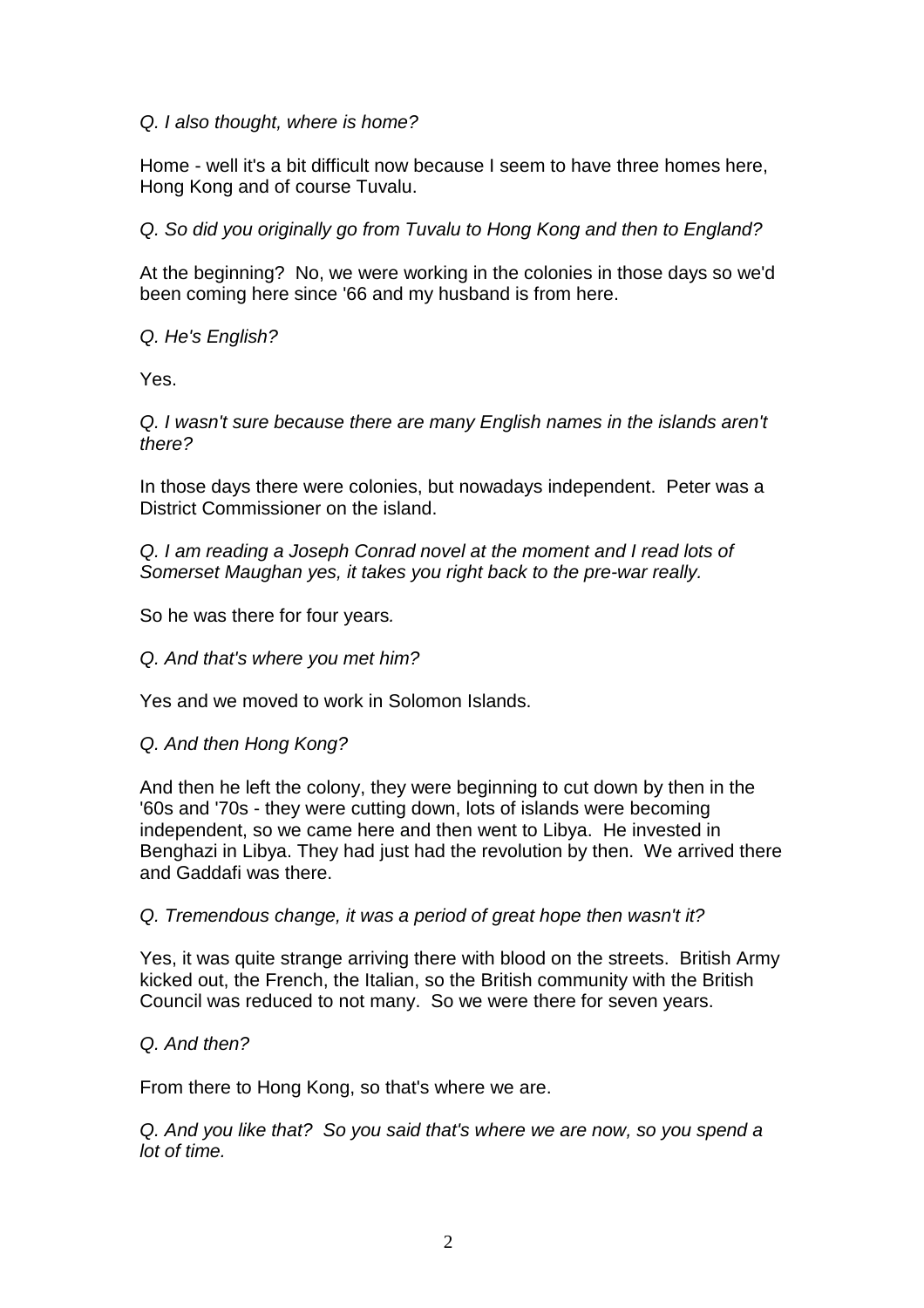*Q. I also thought, where is home?*

Home - well it's a bit difficult now because I seem to have three homes here, Hong Kong and of course Tuvalu.

*Q. So did you originally go from Tuvalu to Hong Kong and then to England?*

At the beginning? No, we were working in the colonies in those days so we'd been coming here since '66 and my husband is from here.

*Q. He's English?*

Yes.

*Q. I wasn't sure because there are many English names in the islands aren't there?*

In those days there were colonies, but nowadays independent. Peter was a District Commissioner on the island.

*Q. I am reading a Joseph Conrad novel at the moment and I read lots of Somerset Maughan yes, it takes you right back to the pre-war really.*

So he was there for four years.

*Q. And that's where you met him?*

Yes and we moved to work in Solomon Islands.

*Q. And then Hong Kong?*

And then he left the colony, they were beginning to cut down by then in the '60s and '70s - they were cutting down, lots of islands were becoming independent, so we came here and then went to Libya. He invested in Benghazi in Libya. They had just had the revolution by then. We arrived there and Gaddafi was there.

*Q. Tremendous change, it was a period of great hope then wasn't it?*

Yes, it was quite strange arriving there with blood on the streets. British Army kicked out, the French, the Italian, so the British community with the British Council was reduced to not many. So we were there for seven years.

*Q. And then?*

From there to Hong Kong, so that's where we are.

*Q. And you like that? So you said that's where we are now, so you spend a lot of time.*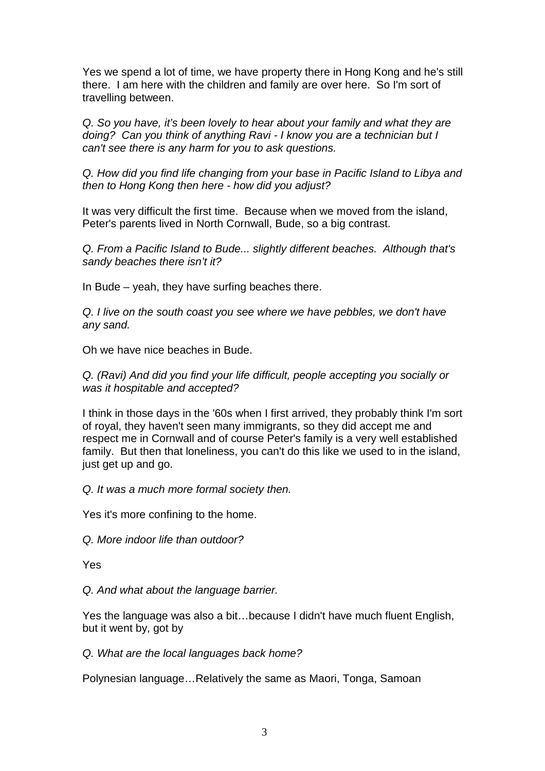Yes we spend a lot of time, we have property there in Hong Kong and he's still there. I am here with the children and family are over here. So I'm sort of travelling between.

*Q. So you have, it's been lovely to hear about your family and what they are doing? Can you think of anything Ravi - I know you are a technician but I can't see there is any harm for you to ask questions.*

*Q. How did you find life changing from your base in Pacific Island to Libya and then to Hong Kong then here - how did you adjust?*

It was very difficult the first time. Because when we moved from the island, Peter's parents lived in North Cornwall, Bude, so a big contrast.

*Q. From a Pacific Island to Bude... slightly different beaches. Although that's sandy beaches there isn't it?*

In Bude – yeah, they have surfing beaches there.

*Q. I live on the south coast you see where we have pebbles, we don't have any sand.*

Oh we have nice beaches in Bude.

*Q. (Ravi) And did you find your life difficult, people accepting you socially or was it hospitable and accepted?*

I think in those days in the '60s when I first arrived, they probably think I'm sort of royal, they haven't seen many immigrants, so they did accept me and respect me in Cornwall and of course Peter's family is a very well established family. But then that loneliness, you can't do this like we used to in the island, just get up and go.

*Q. It was a much more formal society then.*

Yes it's more confining to the home.

*Q. More indoor life than outdoor?*

Yes

*Q. And what about the language barrier.*

Yes the language was also a bit…because I didn't have much fluent English, but it went by, got by

*Q. What are the local languages back home?*

Polynesian language…Relatively the same as Maori, Tonga, Samoan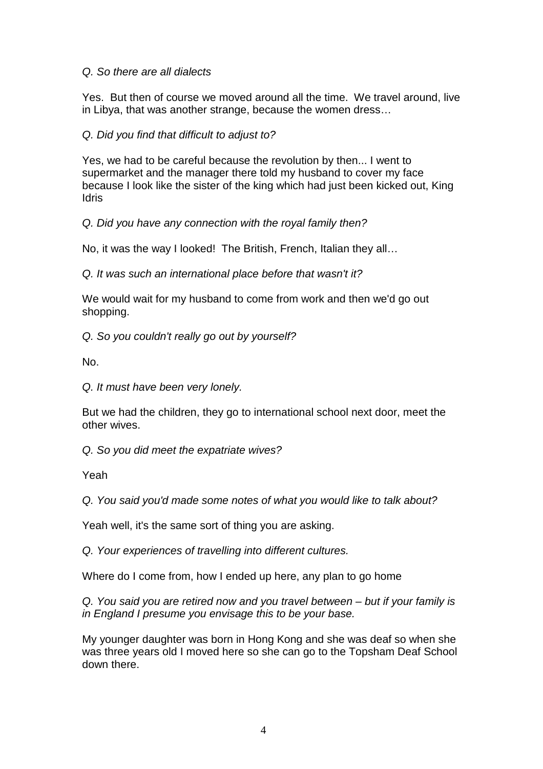*Q. So there are all dialects*

Yes. But then of course we moved around all the time. We travel around, live in Libya, that was another strange, because the women dress…

*Q. Did you find that difficult to adjust to?*

Yes, we had to be careful because the revolution by then... I went to supermarket and the manager there told my husband to cover my face because I look like the sister of the king which had just been kicked out, King Idris

*Q. Did you have any connection with the royal family then?*

No, it was the way I looked! The British, French, Italian they all…

*Q. It was such an international place before that wasn't it?*

We would wait for my husband to come from work and then we'd go out shopping.

*Q. So you couldn't really go out by yourself?*

No.

*Q. It must have been very lonely.*

But we had the children, they go to international school next door, meet the other wives.

*Q. So you did meet the expatriate wives?*

Yeah

*Q. You said you'd made some notes of what you would like to talk about?*

Yeah well, it's the same sort of thing you are asking.

*Q. Your experiences of travelling into different cultures.*

Where do I come from, how I ended up here, any plan to go home

*Q. You said you are retired now and you travel between – but if your family is in England I presume you envisage this to be your base.*

My younger daughter was born in Hong Kong and she was deaf so when she was three years old I moved here so she can go to the Topsham Deaf School down there.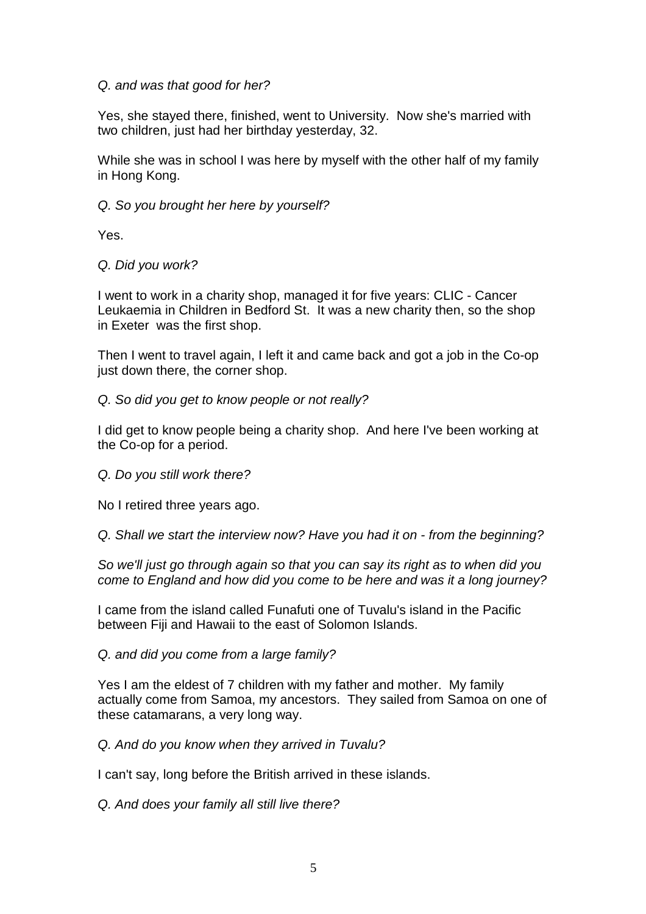*Q. and was that good for her?*

Yes, she stayed there, finished, went to University. Now she's married with two children, just had her birthday yesterday, 32.

While she was in school I was here by myself with the other half of my family in Hong Kong.

*Q. So you brought her here by yourself?*

Yes.

*Q. Did you work?*

I went to work in a charity shop, managed it for five years: CLIC - Cancer Leukaemia in Children in Bedford St. It was a new charity then, so the shop in Exeter was the first shop.

Then I went to travel again, I left it and came back and got a job in the Co-op just down there, the corner shop.

*Q. So did you get to know people or not really?*

I did get to know people being a charity shop. And here I've been working at the Co-op for a period.

*Q. Do you still work there?*

No I retired three years ago.

*Q. Shall we start the interview now? Have you had it on - from the beginning?*

*So we'll just go through again so that you can say its right as to when did you come to England and how did you come to be here and was it a long journey?*

I came from the island called Funafuti one of Tuvalu's island in the Pacific between Fiji and Hawaii to the east of Solomon Islands.

*Q. and did you come from a large family?*

Yes I am the eldest of 7 children with my father and mother. My family actually come from Samoa, my ancestors. They sailed from Samoa on one of these catamarans, a very long way.

*Q. And do you know when they arrived in Tuvalu?*

I can't say, long before the British arrived in these islands.

*Q. And does your family all still live there?*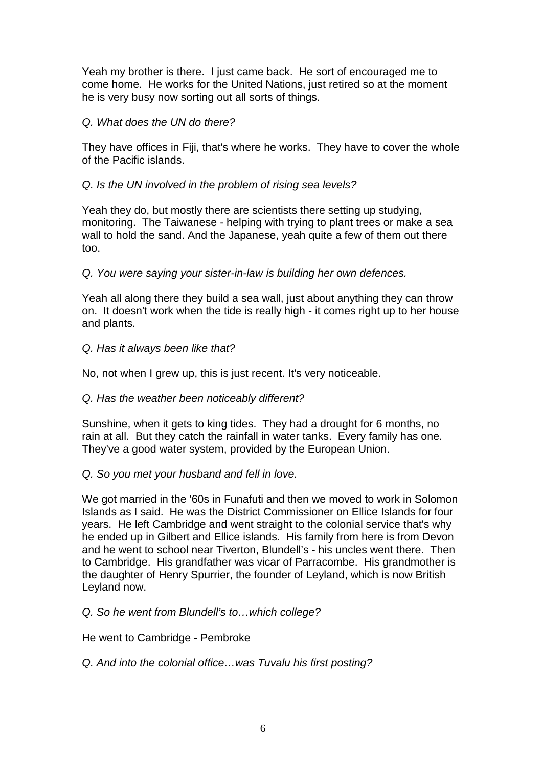Yeah my brother is there. I just came back. He sort of encouraged me to come home. He works for the United Nations, just retired so at the moment he is very busy now sorting out all sorts of things.

*Q. What does the UN do there?*

They have offices in Fiji, that's where he works. They have to cover the whole of the Pacific islands.

*Q. Is the UN involved in the problem of rising sea levels?*

Yeah they do, but mostly there are scientists there setting up studying, monitoring. The Taiwanese - helping with trying to plant trees or make a sea wall to hold the sand. And the Japanese, yeah quite a few of them out there too.

*Q. You were saying your sister-in-law is building her own defences.*

Yeah all along there they build a sea wall, just about anything they can throw on. It doesn't work when the tide is really high - it comes right up to her house and plants.

*Q. Has it always been like that?*

No, not when I grew up, this is just recent. It's very noticeable.

*Q. Has the weather been noticeably different?*

Sunshine, when it gets to king tides. They had a drought for 6 months, no rain at all. But they catch the rainfall in water tanks. Every family has one. They've a good water system, provided by the European Union.

*Q. So you met your husband and fell in love.*

We got married in the '60s in Funafuti and then we moved to work in Solomon Islands as I said. He was the District Commissioner on Ellice Islands for four years. He left Cambridge and went straight to the colonial service that's why he ended up in Gilbert and Ellice islands. His family from here is from Devon and he went to school near Tiverton, Blundell's - his uncles went there. Then to Cambridge. His grandfather was vicar of Parracombe. His grandmother is the daughter of Henry Spurrier, the founder of Leyland, which is now British Leyland now.

*Q. So he went from Blundell's to…which college?*

He went to Cambridge - Pembroke

*Q. And into the colonial office…was Tuvalu his first posting?*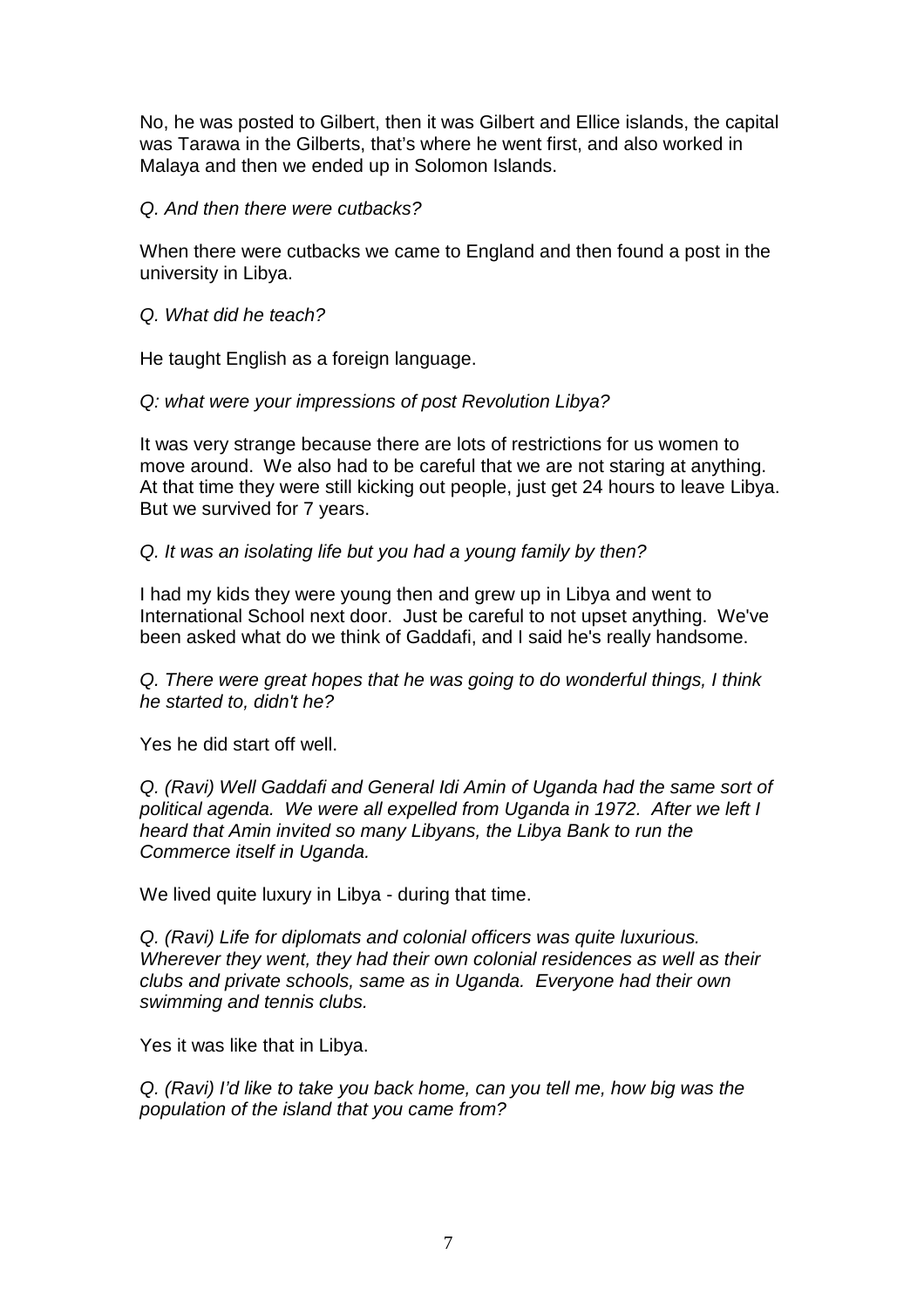No, he was posted to Gilbert, then it was Gilbert and Ellice islands, the capital was Tarawa in the Gilberts, that's where he went first, and also worked in Malaya and then we ended up in Solomon Islands.

*Q. And then there were cutbacks?*

When there were cutbacks we came to England and then found a post in the university in Libya.

*Q. What did he teach?*

He taught English as a foreign language.

*Q: what were your impressions of post Revolution Libya?*

It was very strange because there are lots of restrictions for us women to move around. We also had to be careful that we are not staring at anything. At that time they were still kicking out people, just get 24 hours to leave Libya. But we survived for 7 years.

*Q. It was an isolating life but you had a young family by then?*

I had my kids they were young then and grew up in Libya and went to International School next door. Just be careful to not upset anything. We've been asked what do we think of Gaddafi, and I said he's really handsome.

*Q. There were great hopes that he was going to do wonderful things, I think he started to, didn't he?*

Yes he did start off well.

*Q. (Ravi) Well Gaddafi and General Idi Amin of Uganda had the same sort of political agenda. We were all expelled from Uganda in 1972. After we left I heard that Amin invited so many Libyans, the Libya Bank to run the Commerce itself in Uganda.*

We lived quite luxury in Libya - during that time.

*Q. (Ravi) Life for diplomats and colonial officers was quite luxurious. Wherever they went, they had their own colonial residences as well as their clubs and private schools, same as in Uganda. Everyone had their own swimming and tennis clubs.*

Yes it was like that in Libya.

*Q. (Ravi) I'd like to take you back home, can you tell me, how big was the population of the island that you came from?*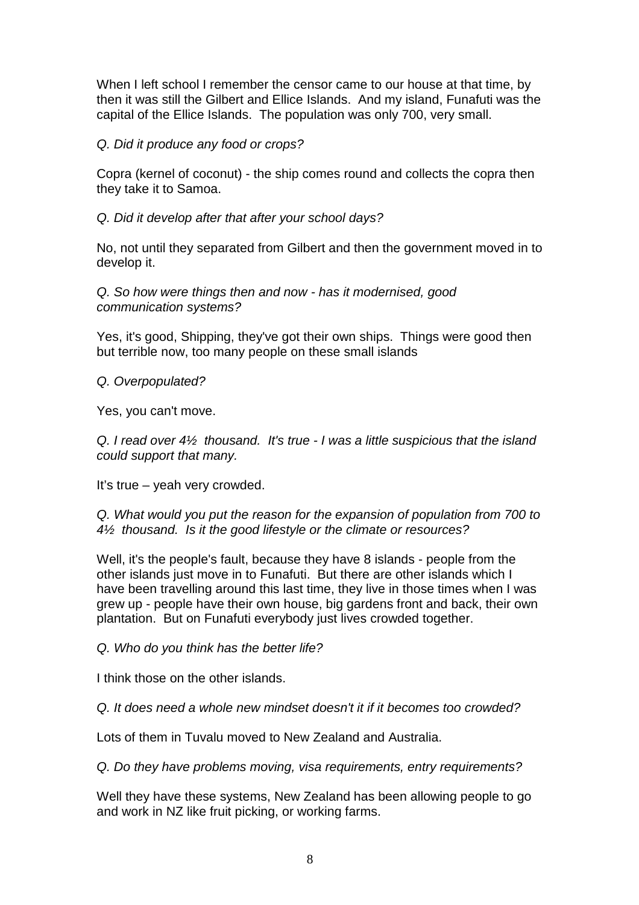When I left school I remember the censor came to our house at that time, by then it was still the Gilbert and Ellice Islands. And my island, Funafuti was the capital of the Ellice Islands. The population was only 700, very small.

*Q. Did it produce any food or crops?*

Copra (kernel of coconut) - the ship comes round and collects the copra then they take it to Samoa.

*Q. Did it develop after that after your school days?*

No, not until they separated from Gilbert and then the government moved in to develop it.

*Q. So how were things then and now - has it modernised, good communication systems?*

Yes, it's good, Shipping, they've got their own ships. Things were good then but terrible now, too many people on these small islands

*Q. Overpopulated?*

Yes, you can't move.

*Q. I read over 4½ thousand. It's true - I was a little suspicious that the island could support that many.*

It's true – yeah very crowded.

*Q. What would you put the reason for the expansion of population from 700 to 4½ thousand. Is it the good lifestyle or the climate or resources?*

Well, it's the people's fault, because they have 8 islands - people from the other islands just move in to Funafuti. But there are other islands which I have been travelling around this last time, they live in those times when I was grew up - people have their own house, big gardens front and back, their own plantation. But on Funafuti everybody just lives crowded together.

*Q. Who do you think has the better life?*

I think those on the other islands.

*Q. It does need a whole new mindset doesn't it if it becomes too crowded?*

Lots of them in Tuvalu moved to New Zealand and Australia.

*Q. Do they have problems moving, visa requirements, entry requirements?*

Well they have these systems, New Zealand has been allowing people to go and work in NZ like fruit picking, or working farms.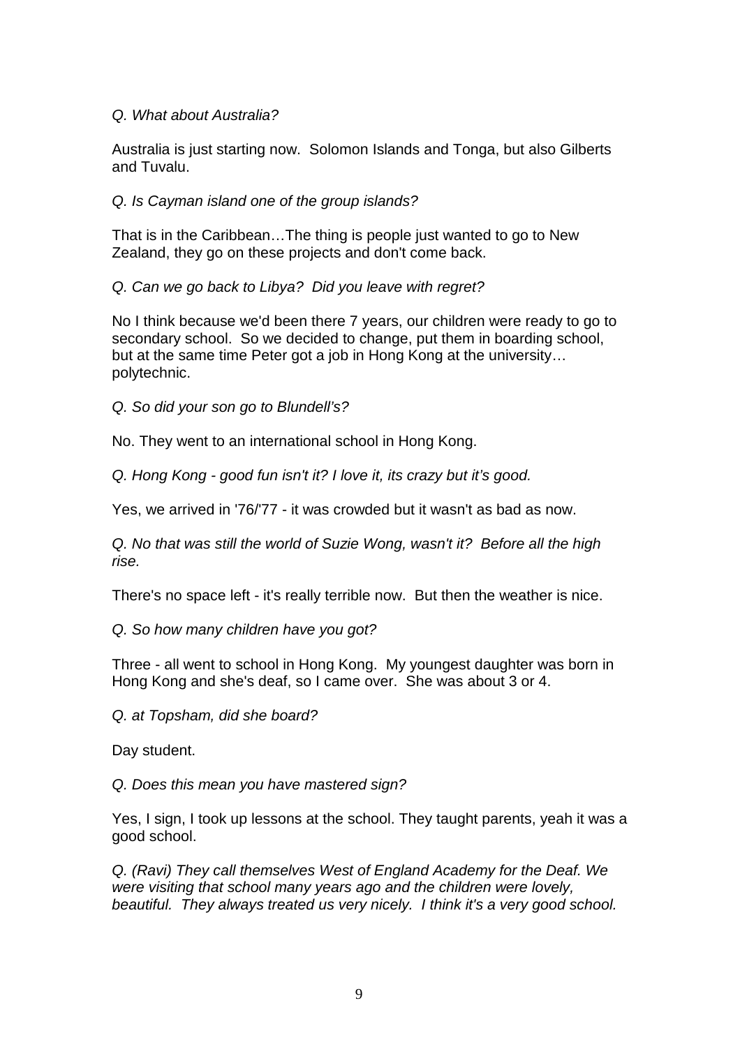*Q. What about Australia?*

Australia is just starting now. Solomon Islands and Tonga, but also Gilberts and Tuvalu.

*Q. Is Cayman island one of the group islands?*

That is in the Caribbean…The thing is people just wanted to go to New Zealand, they go on these projects and don't come back.

*Q. Can we go back to Libya? Did you leave with regret?*

No I think because we'd been there 7 years, our children were ready to go to secondary school. So we decided to change, put them in boarding school, but at the same time Peter got a job in Hong Kong at the university… polytechnic.

*Q. So did your son go to Blundell's?*

No. They went to an international school in Hong Kong.

*Q. Hong Kong - good fun isn't it? I love it, its crazy but it's good.*

Yes, we arrived in '76/'77 - it was crowded but it wasn't as bad as now.

*Q. No that was still the world of Suzie Wong, wasn't it? Before all the high rise.*

There's no space left - it's really terrible now. But then the weather is nice.

*Q. So how many children have you got?*

Three - all went to school in Hong Kong. My youngest daughter was born in Hong Kong and she's deaf, so I came over. She was about 3 or 4.

*Q. at Topsham, did she board?*

Day student.

*Q. Does this mean you have mastered sign?*

Yes, I sign, I took up lessons at the school. They taught parents, yeah it was a good school.

*Q. (Ravi) They call themselves West of England Academy for the Deaf. We were visiting that school many years ago and the children were lovely, beautiful. They always treated us very nicely. I think it's a very good school.*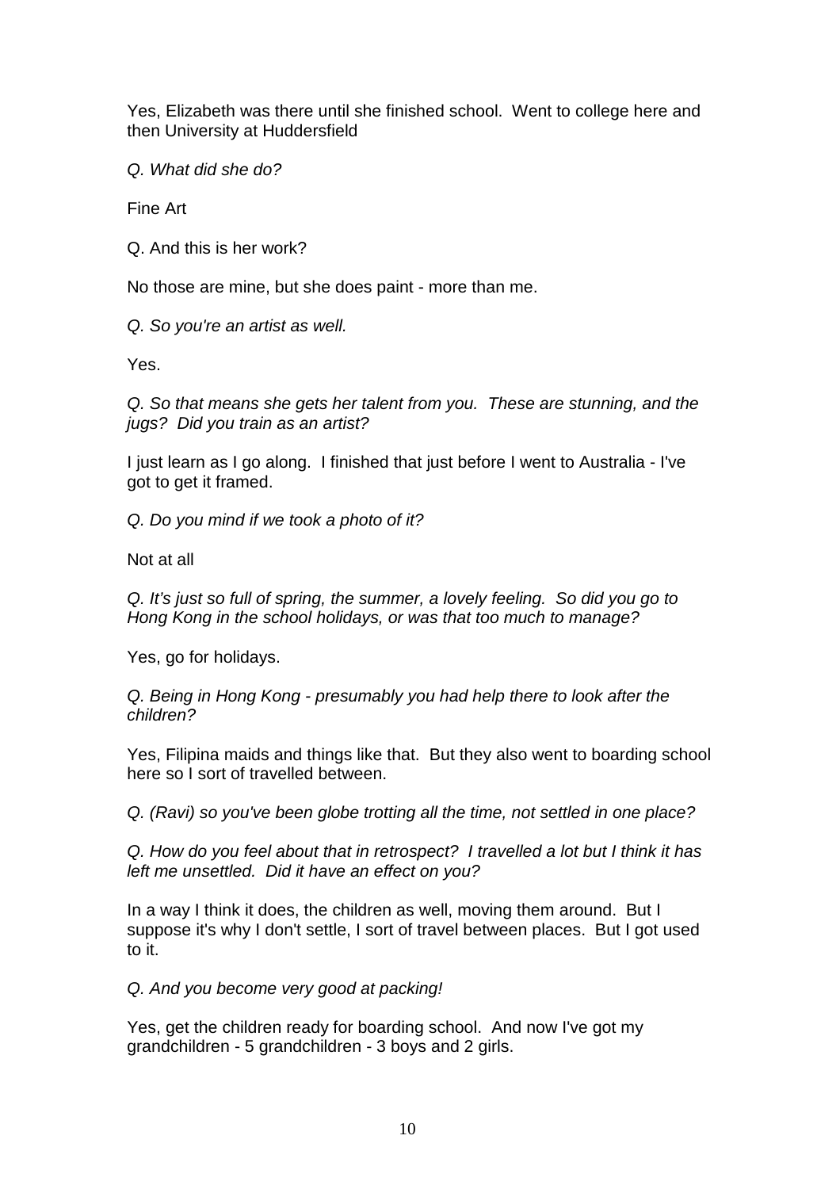Yes, Elizabeth was there until she finished school. Went to college here and then University at Huddersfield

*Q. What did she do?*

Fine Art

Q. And this is her work?

No those are mine, but she does paint - more than me.

*Q. So you're an artist as well.*

Yes.

*Q. So that means she gets her talent from you. These are stunning, and the jugs? Did you train as an artist?*

I just learn as I go along. I finished that just before I went to Australia - I've got to get it framed.

*Q. Do you mind if we took a photo of it?*

Not at all

*Q. It's just so full of spring, the summer, a lovely feeling. So did you go to Hong Kong in the school holidays, or was that too much to manage?*

Yes, go for holidays.

*Q. Being in Hong Kong - presumably you had help there to look after the children?*

Yes, Filipina maids and things like that. But they also went to boarding school here so I sort of travelled between.

*Q. (Ravi) so you've been globe trotting all the time, not settled in one place?*

*Q. How do you feel about that in retrospect? I travelled a lot but I think it has left me unsettled. Did it have an effect on you?*

In a way I think it does, the children as well, moving them around. But I suppose it's why I don't settle, I sort of travel between places. But I got used to it.

*Q. And you become very good at packing!*

Yes, get the children ready for boarding school. And now I've got my grandchildren - 5 grandchildren - 3 boys and 2 girls.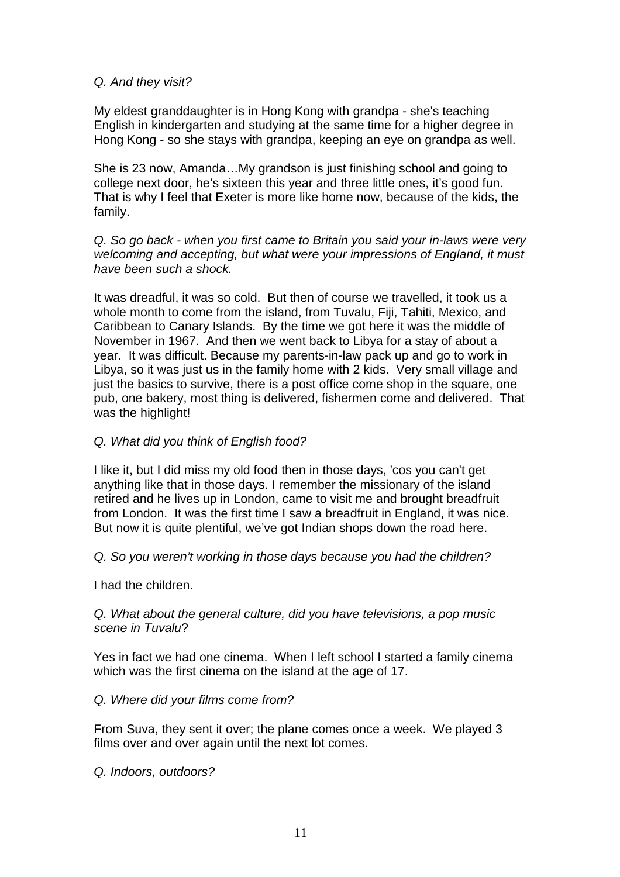*Q. And they visit?*

My eldest granddaughter is in Hong Kong with grandpa - she's teaching English in kindergarten and studying at the same time for a higher degree in Hong Kong - so she stays with grandpa, keeping an eye on grandpa as well.

She is 23 now, Amanda…My grandson is just finishing school and going to college next door, he's sixteen this year and three little ones, it's good fun. That is why I feel that Exeter is more like home now, because of the kids, the family.

*Q. So go back - when you first came to Britain you said your in-laws were very welcoming and accepting, but what were your impressions of England, it must have been such a shock.*

It was dreadful, it was so cold. But then of course we travelled, it took us a whole month to come from the island, from Tuvalu, Fiji, Tahiti, Mexico, and Caribbean to Canary Islands. By the time we got here it was the middle of November in 1967. And then we went back to Libya for a stay of about a year. It was difficult. Because my parents-in-law pack up and go to work in Libya, so it was just us in the family home with 2 kids. Very small village and just the basics to survive, there is a post office come shop in the square, one pub, one bakery, most thing is delivered, fishermen come and delivered. That was the highlight!

*Q. What did you think of English food?*

I like it, but I did miss my old food then in those days, 'cos you can't get anything like that in those days. I remember the missionary of the island retired and he lives up in London, came to visit me and brought breadfruit from London. It was the first time I saw a breadfruit in England, it was nice. But now it is quite plentiful, we've got Indian shops down the road here.

*Q. So you weren't working in those days because you had the children?*

I had the children.

*Q. What about the general culture, did you have televisions, a pop music scene in Tuvalu?*

Yes in fact we had one cinema. When I left school I started a family cinema which was the first cinema on the island at the age of 17.

*Q. Where did your films come from?*

From Suva, they sent it over; the plane comes once a week. We played 3 films over and over again until the next lot comes.

*Q. Indoors, outdoors?*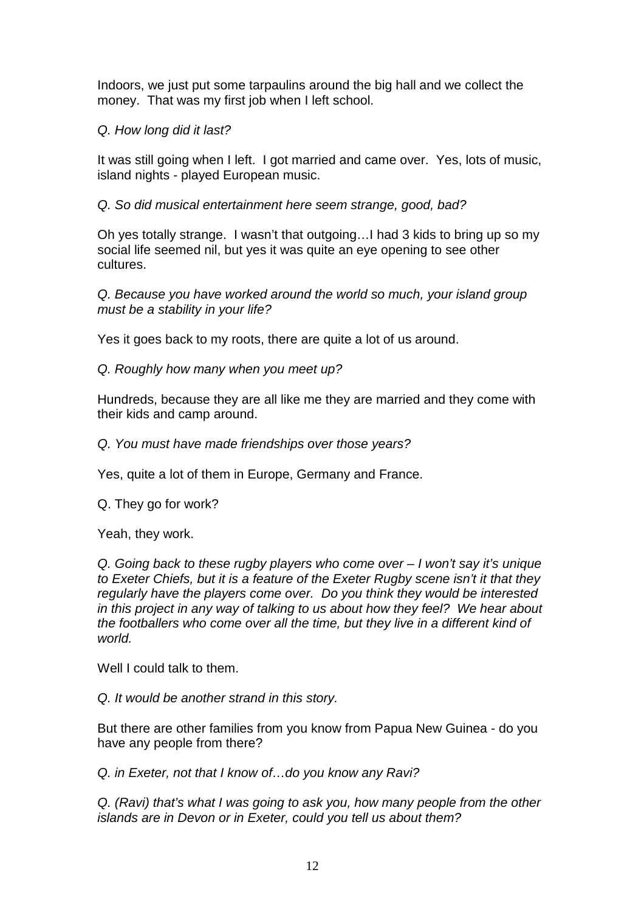Indoors, we just put some tarpaulins around the big hall and we collect the money. That was my first job when I left school.

*Q. How long did it last?*

It was still going when I left. I got married and came over. Yes, lots of music, island nights - played European music.

*Q. So did musical entertainment here seem strange, good, bad?*

Oh yes totally strange. I wasn't that outgoing…I had 3 kids to bring up so my social life seemed nil, but yes it was quite an eye opening to see other cultures.

*Q. Because you have worked around the world so much, your island group must be a stability in your life?*

Yes it goes back to my roots, there are quite a lot of us around.

*Q. Roughly how many when you meet up?*

Hundreds, because they are all like me they are married and they come with their kids and camp around.

*Q. You must have made friendships over those years?*

Yes, quite a lot of them in Europe, Germany and France.

Q. They go for work?

Yeah, they work.

*Q. Going back to these rugby players who come over – I won't say it's unique to Exeter Chiefs, but it is a feature of the Exeter Rugby scene isn't it that they regularly have the players come over. Do you think they would be interested in this project in any way of talking to us about how they feel? We hear about the footballers who come over all the time, but they live in a different kind of world.*

Well I could talk to them.

*Q. It would be another strand in this story.*

But there are other families from you know from Papua New Guinea - do you have any people from there?

*Q. in Exeter, not that I know of…do you know any Ravi?*

*Q. (Ravi) that's what I was going to ask you, how many people from the other islands are in Devon or in Exeter, could you tell us about them?*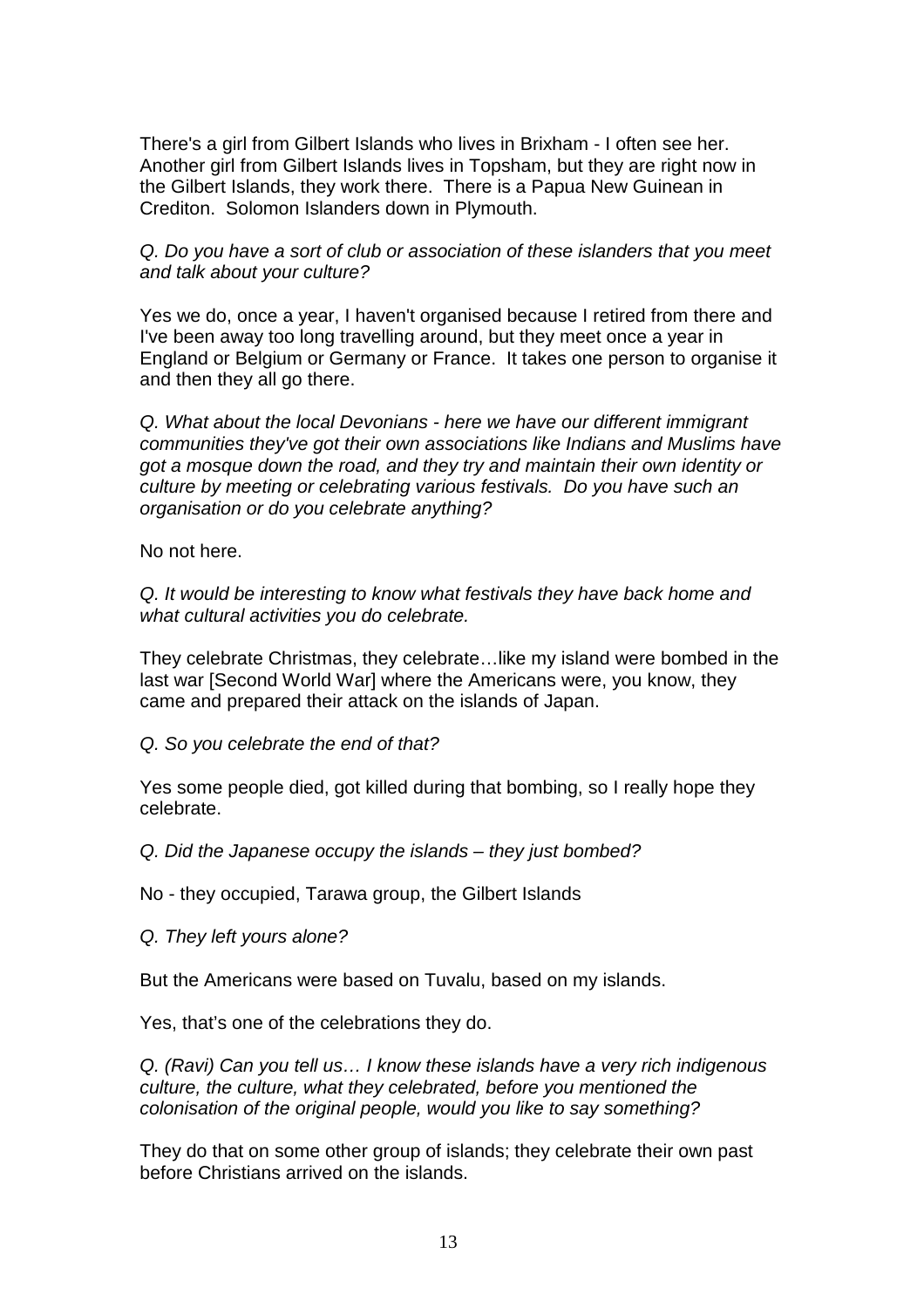There's a girl from Gilbert Islands who lives in Brixham - I often see her. Another girl from Gilbert Islands lives in Topsham, but they are right now in the Gilbert Islands, they work there. There is a Papua New Guinean in Crediton. Solomon Islanders down in Plymouth.

*Q. Do you have a sort of club or association of these islanders that you meet and talk about your culture?*

Yes we do, once a year, I haven't organised because I retired from there and I've been away too long travelling around, but they meet once a year in England or Belgium or Germany or France. It takes one person to organise it and then they all go there.

*Q. What about the local Devonians - here we have our different immigrant communities they've got their own associations like Indians and Muslims have got a mosque down the road, and they try and maintain their own identity or culture by meeting or celebrating various festivals. Do you have such an organisation or do you celebrate anything?*

No not here.

*Q. It would be interesting to know what festivals they have back home and what cultural activities you do celebrate.*

They celebrate Christmas, they celebrate…like my island were bombed in the last war [Second World War] where the Americans were, you know, they came and prepared their attack on the islands of Japan.

*Q. So you celebrate the end of that?*

Yes some people died, got killed during that bombing, so I really hope they celebrate.

*Q. Did the Japanese occupy the islands – they just bombed?*

No - they occupied, Tarawa group, the Gilbert Islands

*Q. They left yours alone?*

But the Americans were based on Tuvalu, based on my islands.

Yes, that's one of the celebrations they do.

*Q. (Ravi) Can you tell us… I know these islands have a very rich indigenous culture, the culture, what they celebrated, before you mentioned the colonisation of the original people, would you like to say something?*

They do that on some other group of islands; they celebrate their own past before Christians arrived on the islands.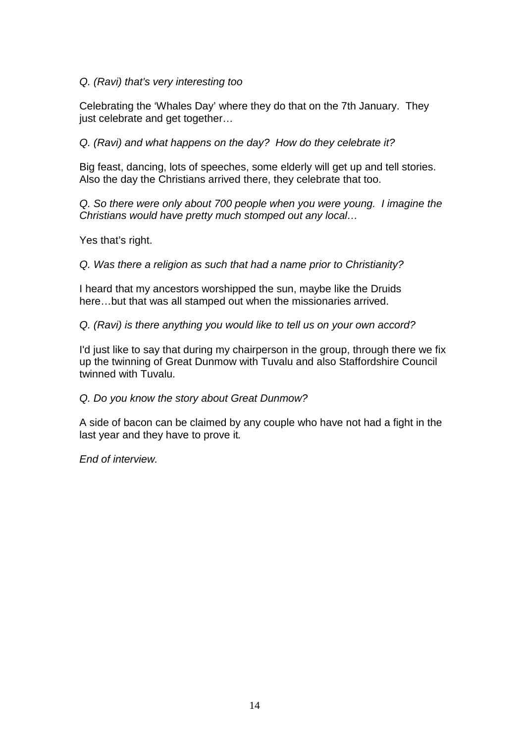*Q. (Ravi) that's very interesting too*

Celebrating the 'Whales Day' where they do that on the 7th January. They just celebrate and get together…

*Q. (Ravi) and what happens on the day? How do they celebrate it?*

Big feast, dancing, lots of speeches, some elderly will get up and tell stories. Also the day the Christians arrived there, they celebrate that too.

*Q. So there were only about 700 people when you were young. I imagine the Christians would have pretty much stomped out any local…*

Yes that's right.

*Q. Was there a religion as such that had a name prior to Christianity?*

I heard that my ancestors worshipped the sun, maybe like the Druids here…but that was all stamped out when the missionaries arrived.

*Q. (Ravi) is there anything you would like to tell us on your own accord?*

I'd just like to say that during my chairperson in the group, through there we fix up the twinning of Great Dunmow with Tuvalu and also Staffordshire Council twinned with Tuvalu.

*Q. Do you know the story about Great Dunmow?*

A side of bacon can be claimed by any couple who have not had a fight in the last year and they have to prove it.

*End of interview.*